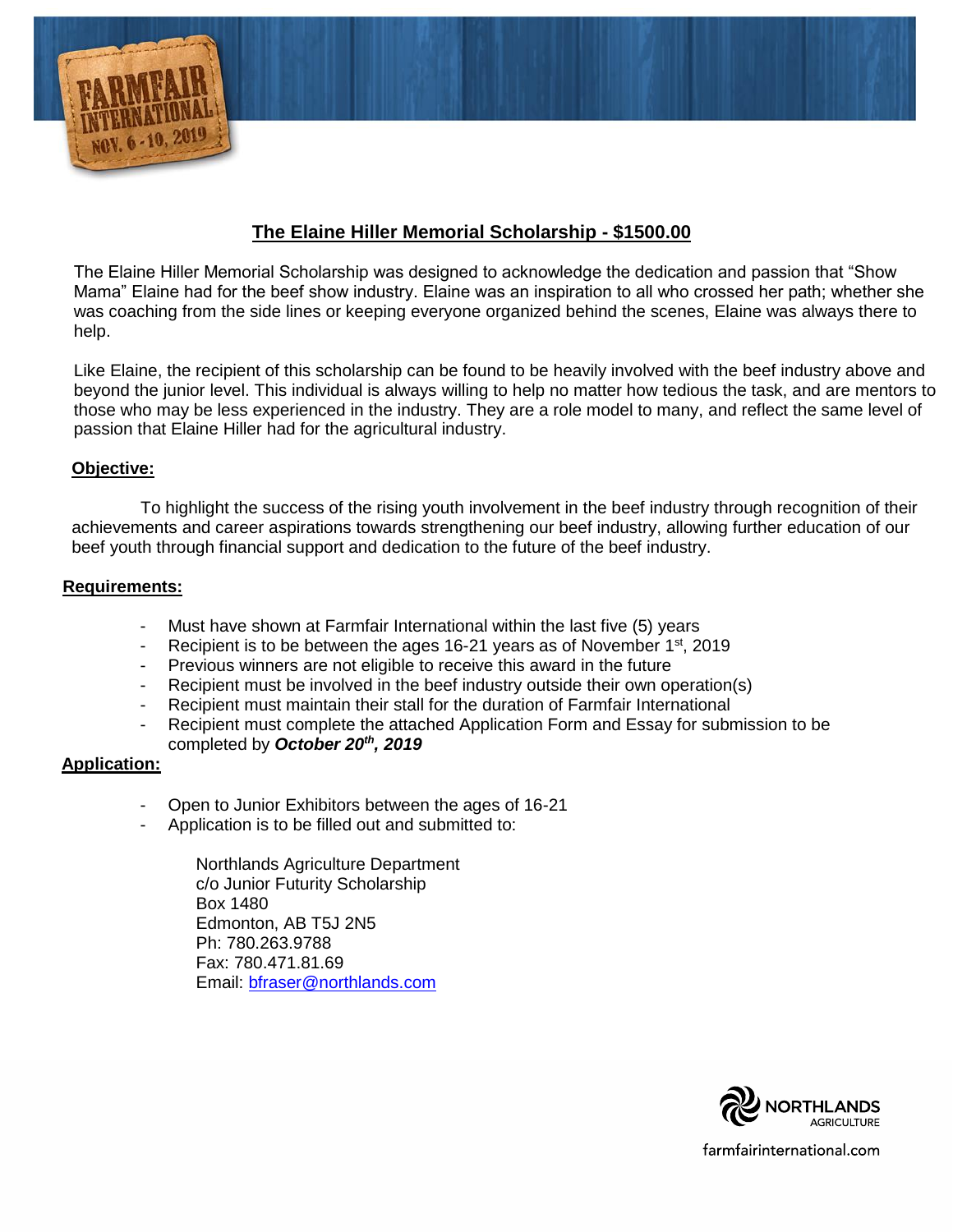FARMFAIR INTERNATIONAL NOV. 6 - 10, 2019

# The Elaine Hiller Memorial Scholarship - $1500.00

The Elaine Hiller Memorial Scholarship was designed to acknowledge the dedication and passion that "Show Mama" Elaine had for the beef show industry. Elaine was an inspiration to all who crossed her path; whether she was coaching from the side lines or keeping everyone organized behind the scenes, Elaine was always there to help.

Like Elaine, the recipient of this scholarship can be found to be heavily involved with the beef industry above and beyond the junior level. This individual is always willing to help no matter how tedious the task, and are mentors to those who may be less experienced in the industry. They are a role model to many, and reflect the same level of passion that Elaine Hiller had for the agricultural industry.

## Objective:

To highlight the success of the rising youth involvement in the beef industry through recognition of their achievements and career aspirations towards strengthening our beef industry, allowing further education of our beef youth through financial support and dedication to the future of the beef industry.

## Requirements:

- Must have shown at Farmfair International within the last five (5) years
- Recipient is to be between the ages 16-21 years as of November 1st, 2019
- Previous winners are not eligible to receive this award in the future
- Recipient must be involved in the beef industry outside their own operation(s)
- Recipient must maintain their stall for the duration of Farmfair International
- Recipient must complete the attached Application Form and Essay for submission to be completed by ***October 20th, 2019***

## Application:

- Open to Junior Exhibitors between the ages of 16-21
- Application is to be filled out and submitted to:

  Northlands Agriculture Department
  c/o Junior Futurity Scholarship
  Box 1480
  Edmonton, AB T5J 2N5
  Ph: 780.263.9788
  Fax: 780.471.81.69
  Email: bfraser@northlands.com

NORTHLANDS AGRICULTURE

farmfairinternational.com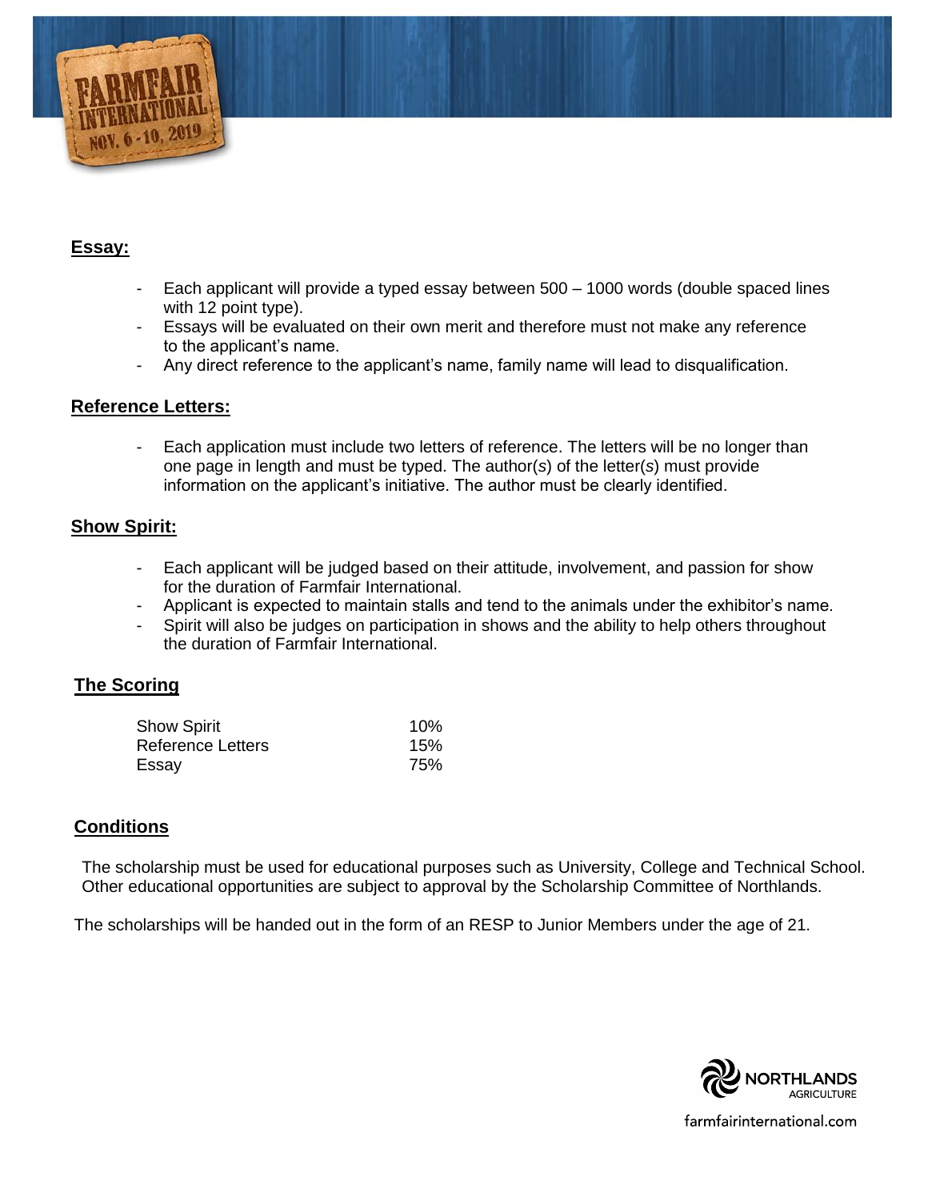## Essay:

- Each applicant will provide a typed essay between 500 – 1000 words (double spaced lines with 12 point type).
- Essays will be evaluated on their own merit and therefore must not make any reference to the applicant's name.
- Any direct reference to the applicant's name, family name will lead to disqualification.

## Reference Letters:

- Each application must include two letters of reference. The letters will be no longer than one page in length and must be typed. The author(*s*) of the letter(*s*) must provide information on the applicant's initiative. The author must be clearly identified.

## Show Spirit:

- Each applicant will be judged based on their attitude, involvement, and passion for show for the duration of Farmfair International.
- Applicant is expected to maintain stalls and tend to the animals under the exhibitor's name.
- Spirit will also be judges on participation in shows and the ability to help others throughout the duration of Farmfair International.

## The Scoring

| | |
|---|---|
| Show Spirit | 10% |
| Reference Letters | 15% |
| Essay | 75% |

## Conditions

The scholarship must be used for educational purposes such as University, College and Technical School. Other educational opportunities are subject to approval by the Scholarship Committee of Northlands.

The scholarships will be handed out in the form of an RESP to Junior Members under the age of 21.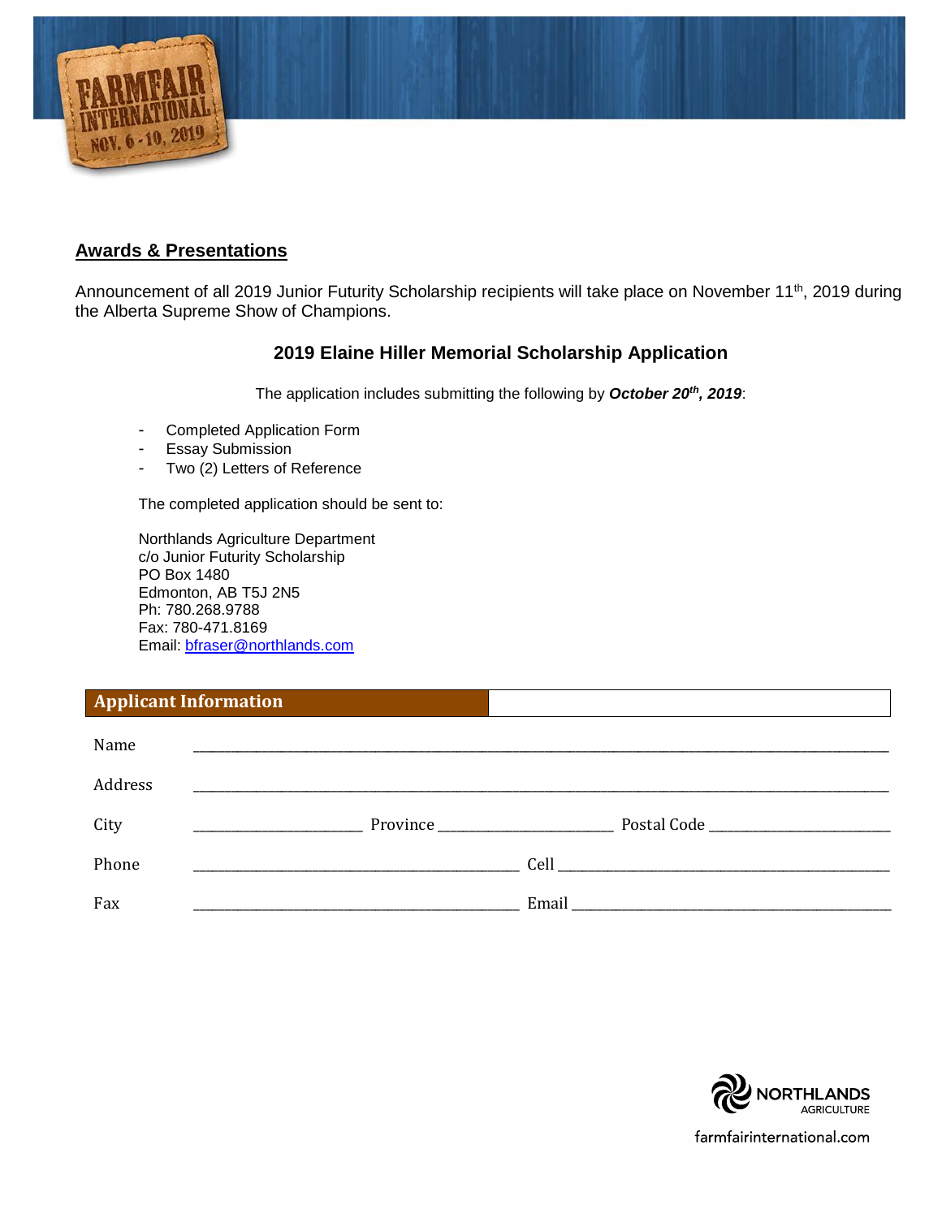## Awards & Presentations

Announcement of all 2019 Junior Futurity Scholarship recipients will take place on November 11th, 2019 during the Alberta Supreme Show of Champions.

### 2019 Elaine Hiller Memorial Scholarship Application

The application includes submitting the following by ***October 20th, 2019***:

- Completed Application Form
- Essay Submission
- Two (2) Letters of Reference

The completed application should be sent to:

Northlands Agriculture Department
c/o Junior Futurity Scholarship
PO Box 1480
Edmonton, AB T5J 2N5
Ph: 780.268.9788
Fax: 780-471.8169
Email: bfraser@northlands.com

### Applicant Information

Name ______________________________________________

Address ______________________________________________

City ______________ Province ______________ Postal Code ______________

Phone ______________________ Cell ______________________

Fax ______________________ Email ______________________

farmfairinternational.com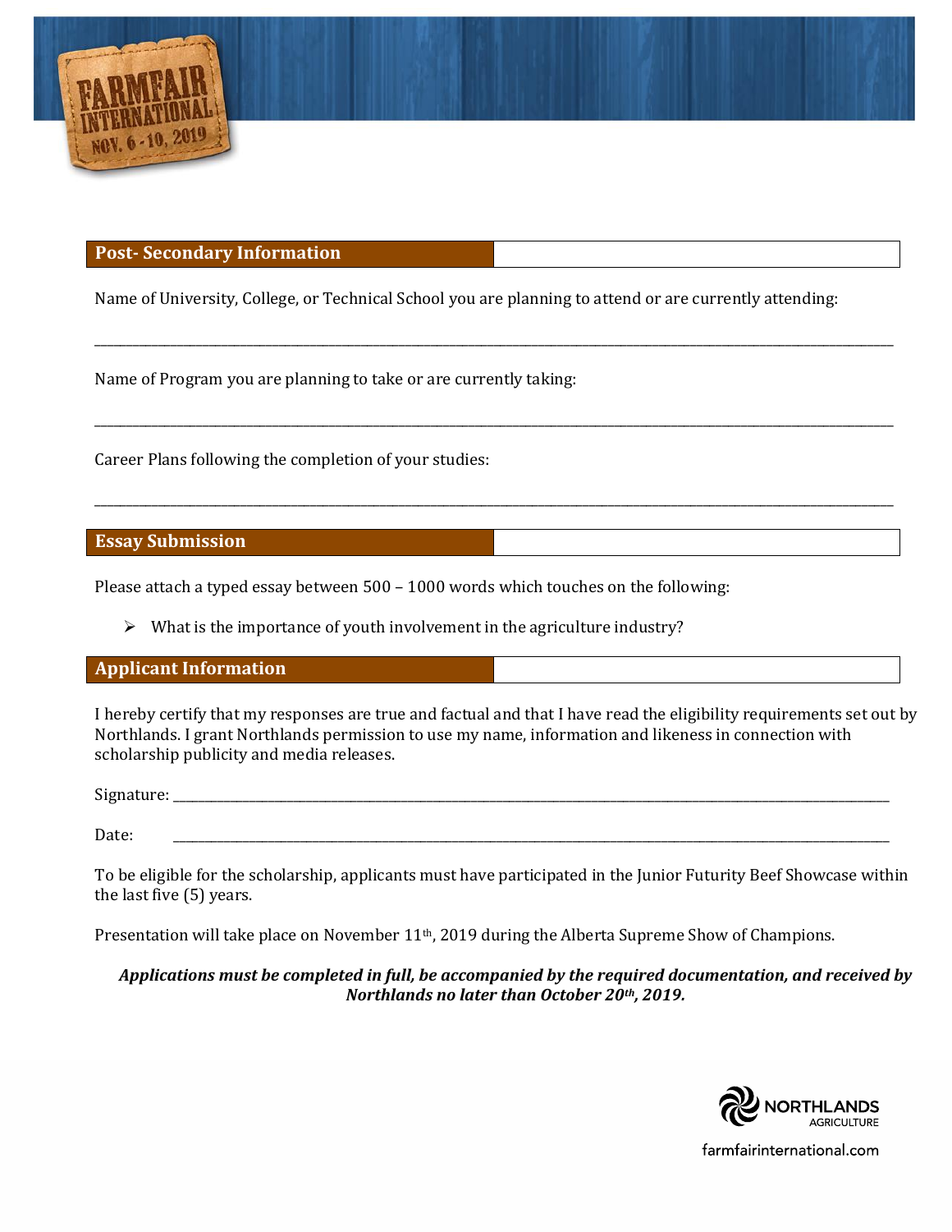## Post- Secondary Information

Name of University, College, or Technical School you are planning to attend or are currently attending:

\_\_\_\_\_\_\_\_\_\_\_\_\_\_\_\_\_\_\_\_\_\_\_\_\_\_\_\_\_\_\_\_\_\_\_\_\_\_\_\_\_\_\_\_\_\_\_\_\_\_\_\_\_\_\_\_\_\_\_\_

Name of Program you are planning to take or are currently taking:

\_\_\_\_\_\_\_\_\_\_\_\_\_\_\_\_\_\_\_\_\_\_\_\_\_\_\_\_\_\_\_\_\_\_\_\_\_\_\_\_\_\_\_\_\_\_\_\_\_\_\_\_\_\_\_\_\_\_\_\_

Career Plans following the completion of your studies:

\_\_\_\_\_\_\_\_\_\_\_\_\_\_\_\_\_\_\_\_\_\_\_\_\_\_\_\_\_\_\_\_\_\_\_\_\_\_\_\_\_\_\_\_\_\_\_\_\_\_\_\_\_\_\_\_\_\_\_\_

## Essay Submission

Please attach a typed essay between 500 – 1000 words which touches on the following:

- What is the importance of youth involvement in the agriculture industry?

## Applicant Information

I hereby certify that my responses are true and factual and that I have read the eligibility requirements set out by Northlands. I grant Northlands permission to use my name, information and likeness in connection with scholarship publicity and media releases.

Signature: \_\_\_\_\_\_\_\_\_\_\_\_\_\_\_\_\_\_\_\_\_\_\_\_\_\_\_\_\_\_\_\_\_\_\_\_\_\_\_\_\_\_\_\_\_\_\_\_\_\_\_\_

Date: \_\_\_\_\_\_\_\_\_\_\_\_\_\_\_\_\_\_\_\_\_\_\_\_\_\_\_\_\_\_\_\_\_\_\_\_\_\_\_\_\_\_\_\_\_\_\_\_\_\_\_\_

To be eligible for the scholarship, applicants must have participated in the Junior Futurity Beef Showcase within the last five (5) years.

Presentation will take place on November 11th, 2019 during the Alberta Supreme Show of Champions.

***Applications must be completed in full, be accompanied by the required documentation, and received by Northlands no later than October 20th, 2019.***

NORTHLANDS AGRICULTURE

farmfairinternational.com